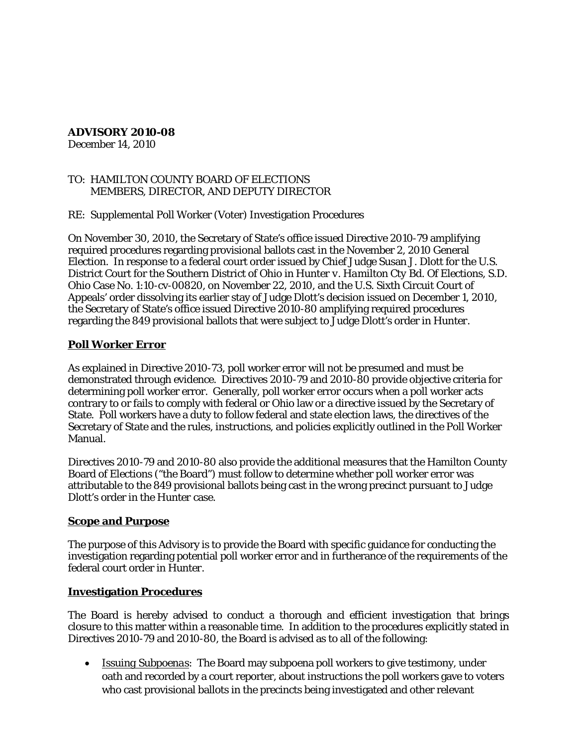**ADVISORY 2010-08**
December 14, 2010

TO: HAMILTON COUNTY BOARD OF ELECTIONS
MEMBERS, DIRECTOR, AND DEPUTY DIRECTOR

RE: Supplemental Poll Worker (Voter) Investigation Procedures

On November 30, 2010, the Secretary of State's office issued Directive 2010-79 amplifying required procedures regarding provisional ballots cast in the November 2, 2010 General Election. In response to a federal court order issued by Chief Judge Susan J. Dlott for the U.S. District Court for the Southern District of Ohio in *Hunter v. Hamilton Cty Bd. Of Elections*, S.D. Ohio Case No. 1:10-cv-00820, on November 22, 2010, and the U.S. Sixth Circuit Court of Appeals' order dissolving its earlier stay of Judge Dlott's decision issued on December 1, 2010, the Secretary of State's office issued Directive 2010-80 amplifying required procedures regarding the 849 provisional ballots that were subject to Judge Dlott's order in *Hunter*.

## Poll Worker Error

As explained in Directive 2010-73, poll worker error will not be presumed and must be demonstrated through evidence. Directives 2010-79 and 2010-80 provide objective criteria for determining poll worker error. Generally, poll worker error occurs when a poll worker acts contrary to or fails to comply with federal or Ohio law or a directive issued by the Secretary of State. Poll workers have a duty to follow federal and state election laws, the directives of the Secretary of State and the rules, instructions, and policies explicitly outlined in the Poll Worker Manual.

Directives 2010-79 and 2010-80 also provide the additional measures that the Hamilton County Board of Elections ("the Board") must follow to determine whether poll worker error was attributable to the 849 provisional ballots being cast in the wrong precinct pursuant to Judge Dlott's order in the *Hunter* case.

## Scope and Purpose

The purpose of this Advisory is to provide the Board with specific guidance for conducting the investigation regarding potential poll worker error and in furtherance of the requirements of the federal court order in *Hunter*.

## Investigation Procedures

The Board is hereby advised to conduct a thorough and efficient investigation that brings closure to this matter within a reasonable time. In addition to the procedures explicitly stated in Directives 2010-79 and 2010-80, the Board is advised as to all of the following:

- Issuing Subpoenas: The Board may subpoena poll workers to give testimony, under oath and recorded by a court reporter, about instructions the poll workers gave to voters who cast provisional ballots in the precincts being investigated and other relevant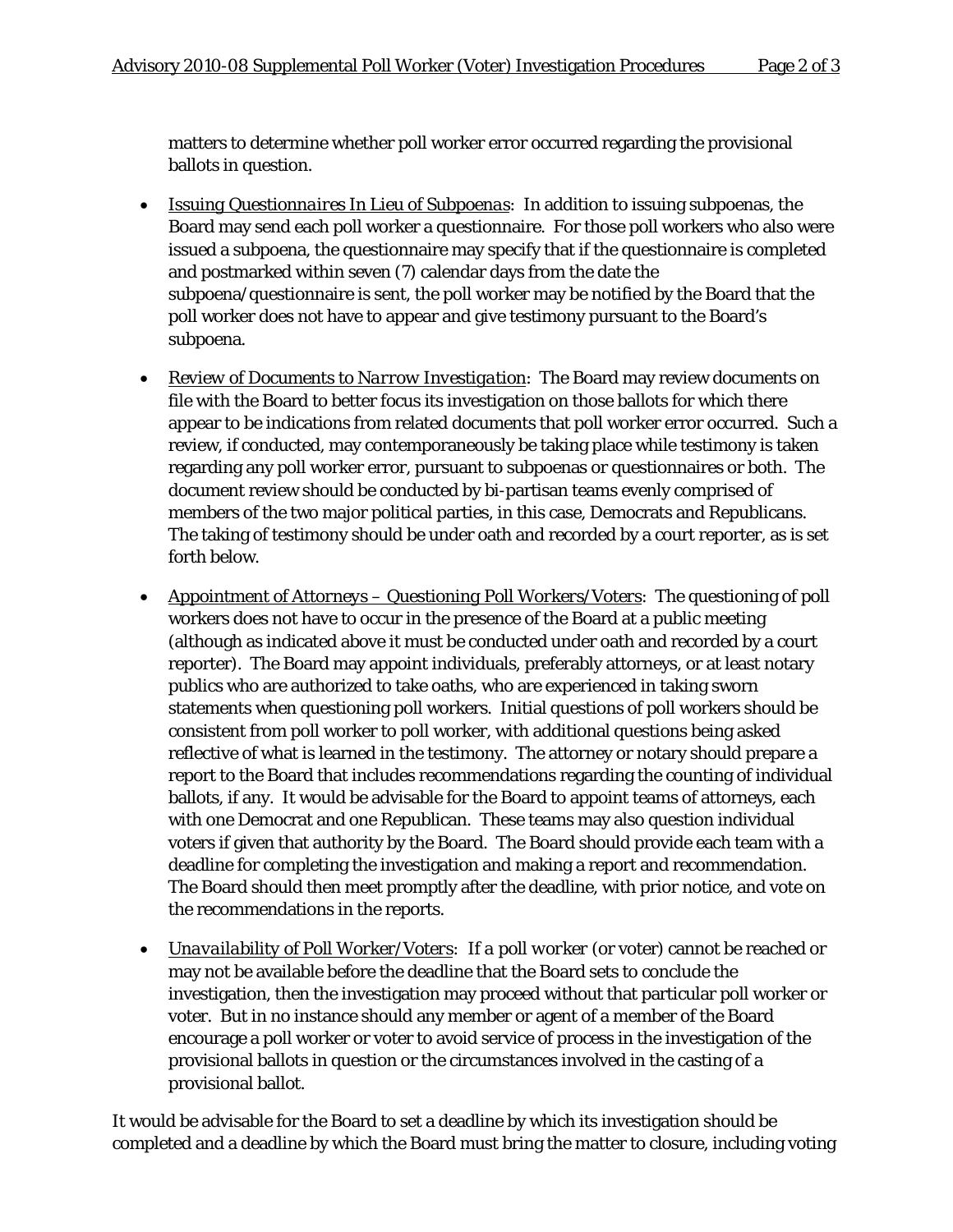matters to determine whether poll worker error occurred regarding the provisional ballots in question.

- Issuing Questionnaires In Lieu of Subpoenas: In addition to issuing subpoenas, the Board may send each poll worker a questionnaire. For those poll workers who also were issued a subpoena, the questionnaire may specify that if the questionnaire is completed and postmarked within seven (7) calendar days from the date the subpoena/questionnaire is sent, the poll worker may be notified by the Board that the poll worker does not have to appear and give testimony pursuant to the Board's subpoena.

- Review of Documents to Narrow Investigation: The Board may review documents on file with the Board to better focus its investigation on those ballots for which there appear to be indications from related documents that poll worker error occurred. Such a review, if conducted, may contemporaneously be taking place while testimony is taken regarding any poll worker error, pursuant to subpoenas or questionnaires or both. The document review should be conducted by bi-partisan teams evenly comprised of members of the two major political parties, in this case, Democrats and Republicans. The taking of testimony should be under oath and recorded by a court reporter, as is set forth below.

- Appointment of Attorneys – Questioning Poll Workers/Voters: The questioning of poll workers does not have to occur in the presence of the Board at a public meeting (although as indicated above it must be conducted under oath and recorded by a court reporter). The Board may appoint individuals, preferably attorneys, or at least notary publics who are authorized to take oaths, who are experienced in taking sworn statements when questioning poll workers. Initial questions of poll workers should be consistent from poll worker to poll worker, with additional questions being asked reflective of what is learned in the testimony. The attorney or notary should prepare a report to the Board that includes recommendations regarding the counting of individual ballots, if any. It would be advisable for the Board to appoint teams of attorneys, each with one Democrat and one Republican. These teams may also question individual voters if given that authority by the Board. The Board should provide each team with a deadline for completing the investigation and making a report and recommendation. The Board should then meet promptly after the deadline, with prior notice, and vote on the recommendations in the reports.

- Unavailability of Poll Worker/Voters: If a poll worker (or voter) cannot be reached or may not be available before the deadline that the Board sets to conclude the investigation, then the investigation may proceed without that particular poll worker or voter. But in no instance should any member or agent of a member of the Board encourage a poll worker or voter to avoid service of process in the investigation of the provisional ballots in question or the circumstances involved in the casting of a provisional ballot.

It would be advisable for the Board to set a deadline by which its investigation should be completed and a deadline by which the Board must bring the matter to closure, including voting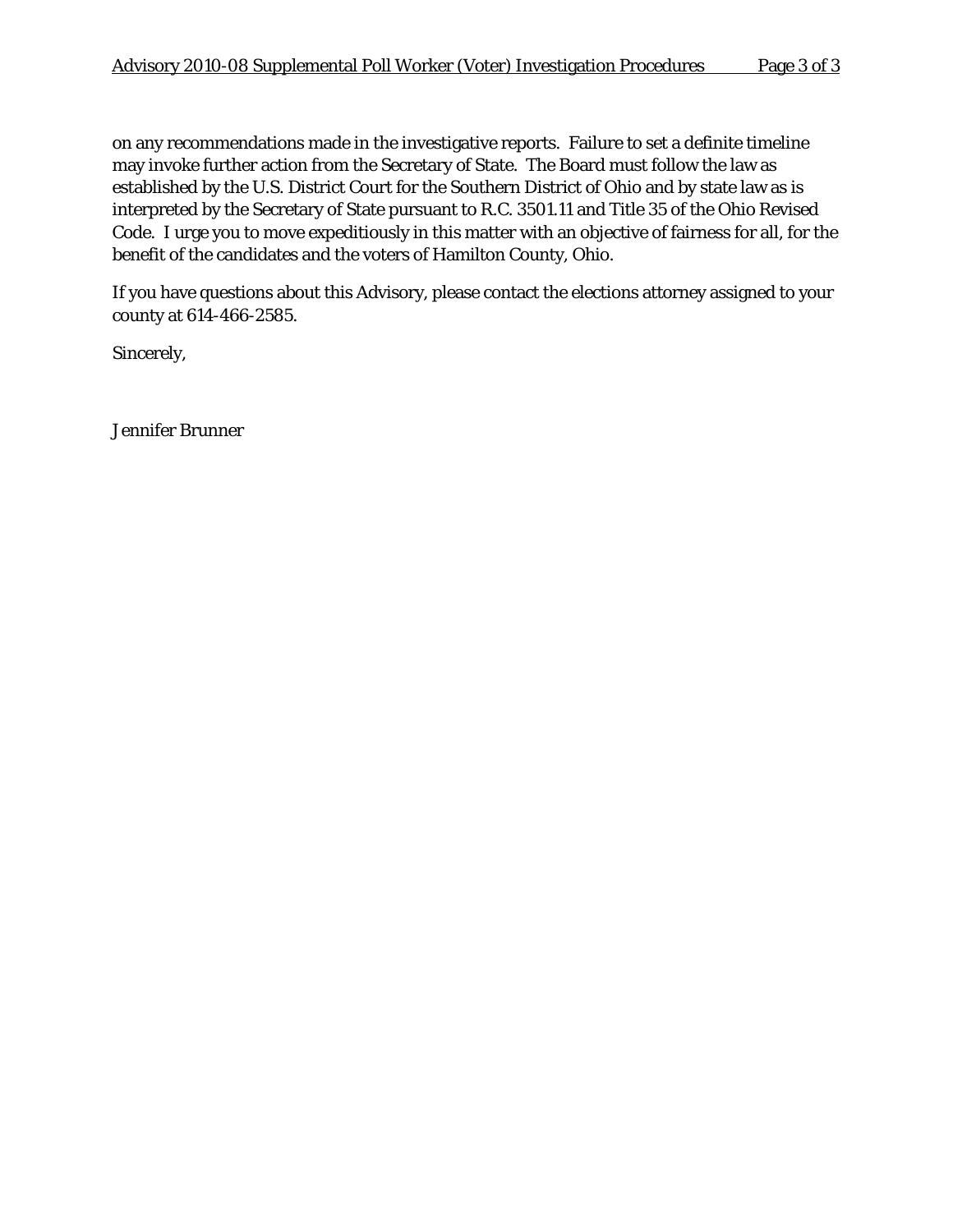on any recommendations made in the investigative reports. Failure to set a definite timeline may invoke further action from the Secretary of State. The Board must follow the law as established by the U.S. District Court for the Southern District of Ohio and by state law as is interpreted by the Secretary of State pursuant to R.C. 3501.11 and Title 35 of the Ohio Revised Code. I urge you to move expeditiously in this matter with an objective of fairness for all, for the benefit of the candidates and the voters of Hamilton County, Ohio.

If you have questions about this Advisory, please contact the elections attorney assigned to your county at 614-466-2585.

Sincerely,

Jennifer Brunner